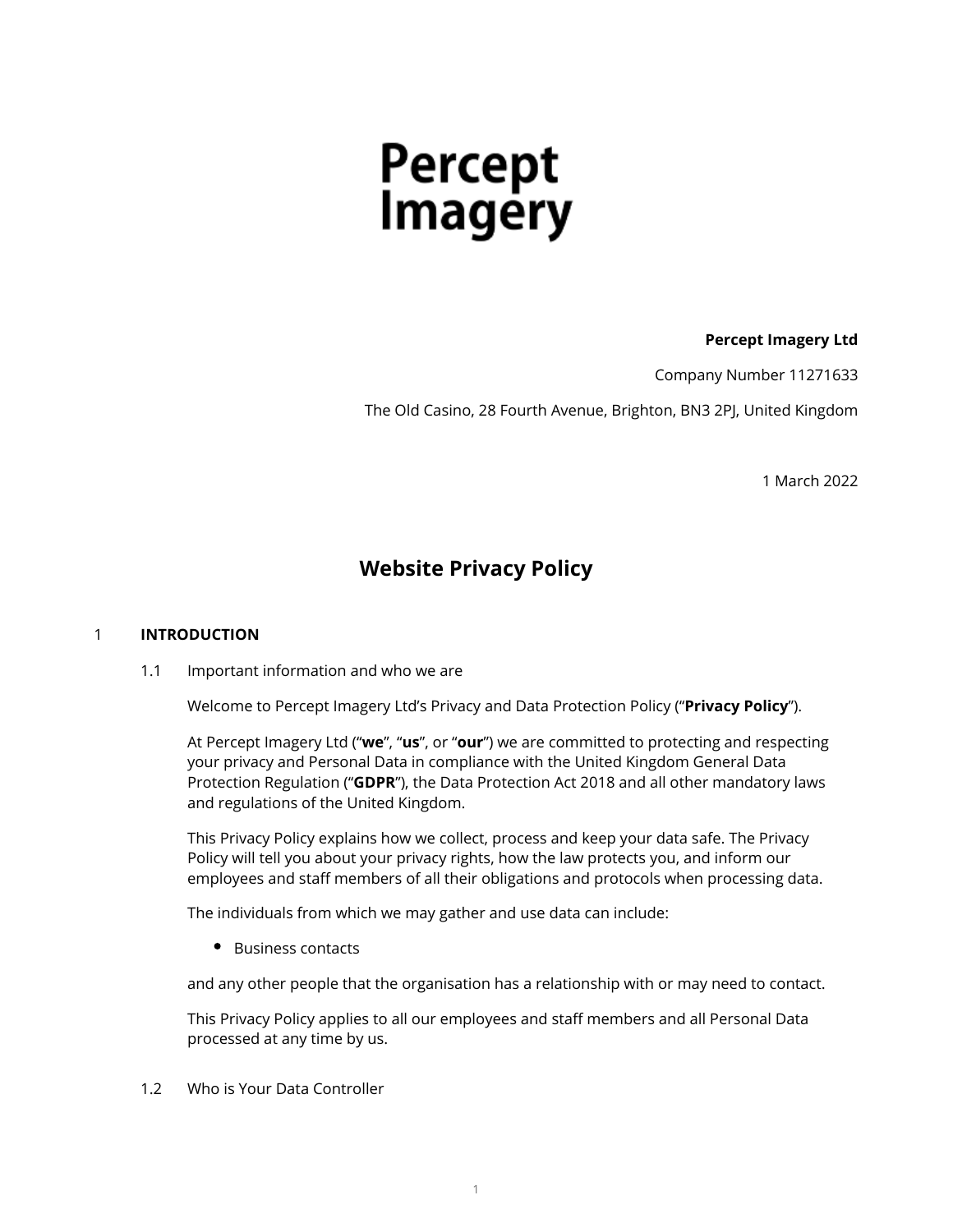# Percept Imagery

**Percept Imagery Ltd**

Company Number 11271633

The Old Casino, 28 Fourth Avenue, Brighton, BN3 2PJ, United Kingdom

1 March 2022

## Website Privacy Policy

### 1 INTRODUCTION

#### 1.1 Important information and who we are

Welcome to Percept Imagery Ltd's Privacy and Data Protection Policy ("**Privacy Policy**").

At Percept Imagery Ltd ("**we**", "**us**", or "**our**") we are committed to protecting and respecting your privacy and Personal Data in compliance with the United Kingdom General Data Protection Regulation ("**GDPR**"), the Data Protection Act 2018 and all other mandatory laws and regulations of the United Kingdom.

This Privacy Policy explains how we collect, process and keep your data safe. The Privacy Policy will tell you about your privacy rights, how the law protects you, and inform our employees and staff members of all their obligations and protocols when processing data.

The individuals from which we may gather and use data can include:

- Business contacts

and any other people that the organisation has a relationship with or may need to contact.

This Privacy Policy applies to all our employees and staff members and all Personal Data processed at any time by us.

#### 1.2 Who is Your Data Controller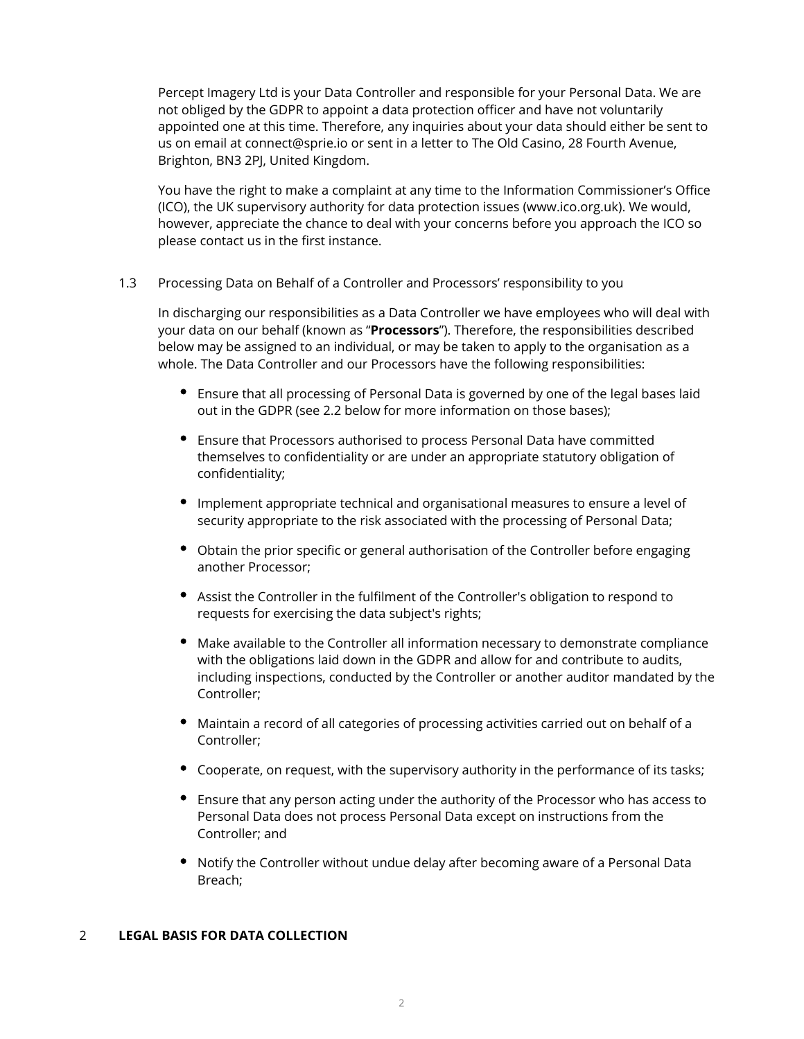Percept Imagery Ltd is your Data Controller and responsible for your Personal Data. We are not obliged by the GDPR to appoint a data protection officer and have not voluntarily appointed one at this time. Therefore, any inquiries about your data should either be sent to us on email at connect@sprie.io or sent in a letter to The Old Casino, 28 Fourth Avenue, Brighton, BN3 2PJ, United Kingdom.

You have the right to make a complaint at any time to the Information Commissioner's Office (ICO), the UK supervisory authority for data protection issues (www.ico.org.uk). We would, however, appreciate the chance to deal with your concerns before you approach the ICO so please contact us in the first instance.

### 1.3 Processing Data on Behalf of a Controller and Processors' responsibility to you

In discharging our responsibilities as a Data Controller we have employees who will deal with your data on our behalf (known as "**Processors**"). Therefore, the responsibilities described below may be assigned to an individual, or may be taken to apply to the organisation as a whole. The Data Controller and our Processors have the following responsibilities:

- Ensure that all processing of Personal Data is governed by one of the legal bases laid out in the GDPR (see 2.2 below for more information on those bases);
- Ensure that Processors authorised to process Personal Data have committed themselves to confidentiality or are under an appropriate statutory obligation of confidentiality;
- Implement appropriate technical and organisational measures to ensure a level of security appropriate to the risk associated with the processing of Personal Data;
- Obtain the prior specific or general authorisation of the Controller before engaging another Processor;
- Assist the Controller in the fulfilment of the Controller's obligation to respond to requests for exercising the data subject's rights;
- Make available to the Controller all information necessary to demonstrate compliance with the obligations laid down in the GDPR and allow for and contribute to audits, including inspections, conducted by the Controller or another auditor mandated by the Controller;
- Maintain a record of all categories of processing activities carried out on behalf of a Controller;
- Cooperate, on request, with the supervisory authority in the performance of its tasks;
- Ensure that any person acting under the authority of the Processor who has access to Personal Data does not process Personal Data except on instructions from the Controller; and
- Notify the Controller without undue delay after becoming aware of a Personal Data Breach;

## 2 LEGAL BASIS FOR DATA COLLECTION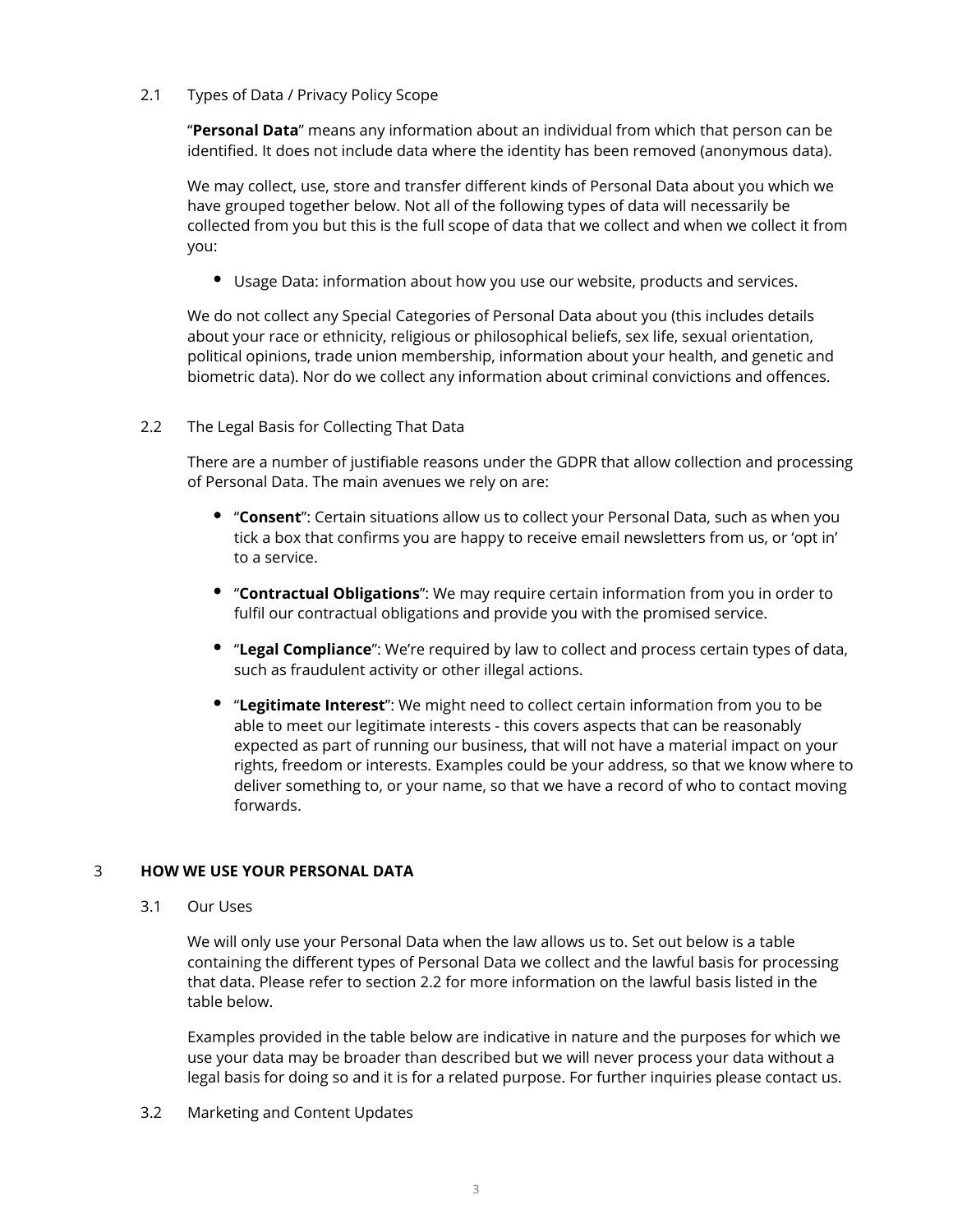### 2.1 Types of Data / Privacy Policy Scope

“**Personal Data**” means any information about an individual from which that person can be identified. It does not include data where the identity has been removed (anonymous data).

We may collect, use, store and transfer different kinds of Personal Data about you which we have grouped together below. Not all of the following types of data will necessarily be collected from you but this is the full scope of data that we collect and when we collect it from you:

- Usage Data: information about how you use our website, products and services.

We do not collect any Special Categories of Personal Data about you (this includes details about your race or ethnicity, religious or philosophical beliefs, sex life, sexual orientation, political opinions, trade union membership, information about your health, and genetic and biometric data). Nor do we collect any information about criminal convictions and offences.

### 2.2 The Legal Basis for Collecting That Data

There are a number of justifiable reasons under the GDPR that allow collection and processing of Personal Data. The main avenues we rely on are:

- “**Consent**”: Certain situations allow us to collect your Personal Data, such as when you tick a box that confirms you are happy to receive email newsletters from us, or ‘opt in’ to a service.
- “**Contractual Obligations**”: We may require certain information from you in order to fulfil our contractual obligations and provide you with the promised service.
- “**Legal Compliance**”: We’re required by law to collect and process certain types of data, such as fraudulent activity or other illegal actions.
- “**Legitimate Interest**”: We might need to collect certain information from you to be able to meet our legitimate interests - this covers aspects that can be reasonably expected as part of running our business, that will not have a material impact on your rights, freedom or interests. Examples could be your address, so that we know where to deliver something to, or your name, so that we have a record of who to contact moving forwards.

## 3 HOW WE USE YOUR PERSONAL DATA

### 3.1 Our Uses

We will only use your Personal Data when the law allows us to. Set out below is a table containing the different types of Personal Data we collect and the lawful basis for processing that data. Please refer to section 2.2 for more information on the lawful basis listed in the table below.

Examples provided in the table below are indicative in nature and the purposes for which we use your data may be broader than described but we will never process your data without a legal basis for doing so and it is for a related purpose. For further inquiries please contact us.

### 3.2 Marketing and Content Updates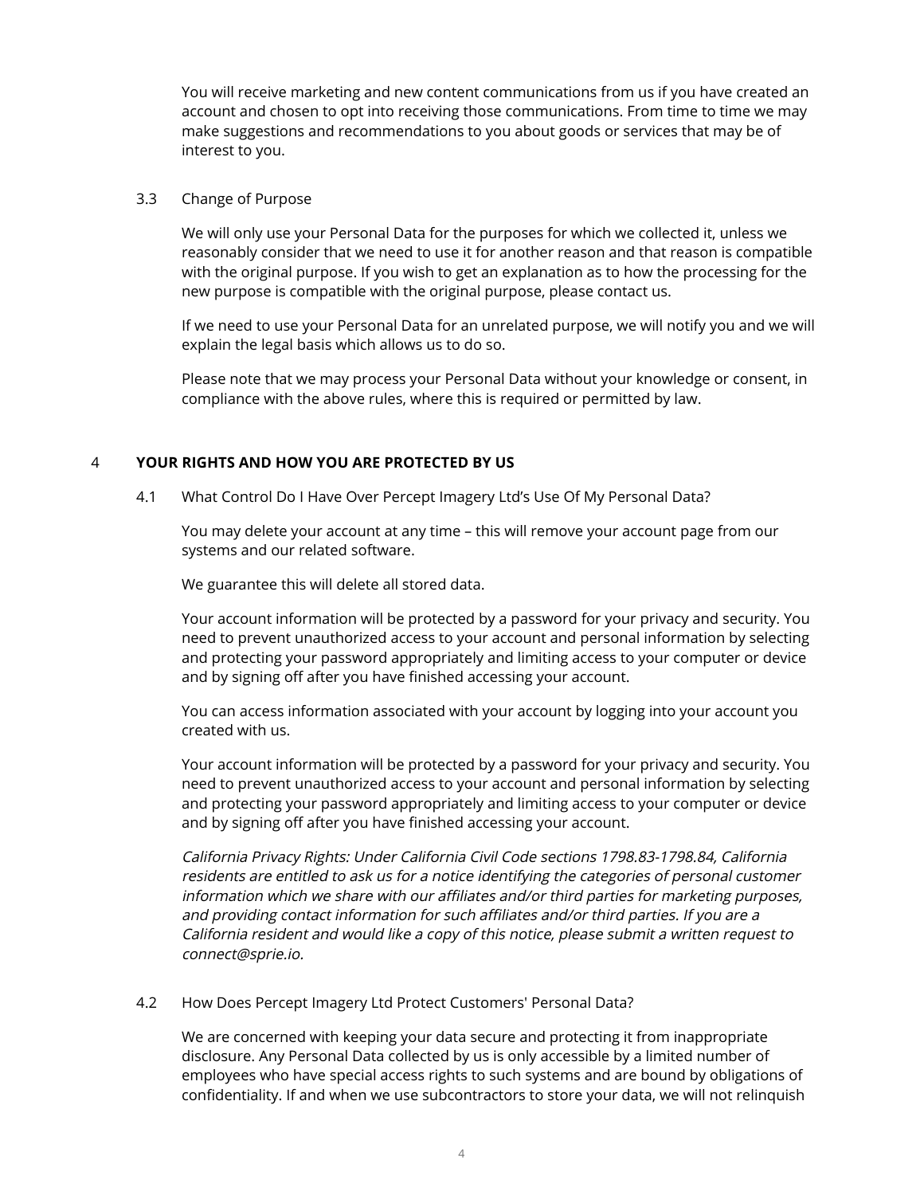You will receive marketing and new content communications from us if you have created an account and chosen to opt into receiving those communications. From time to time we may make suggestions and recommendations to you about goods or services that may be of interest to you.

3.3 Change of Purpose

We will only use your Personal Data for the purposes for which we collected it, unless we reasonably consider that we need to use it for another reason and that reason is compatible with the original purpose. If you wish to get an explanation as to how the processing for the new purpose is compatible with the original purpose, please contact us.

If we need to use your Personal Data for an unrelated purpose, we will notify you and we will explain the legal basis which allows us to do so.

Please note that we may process your Personal Data without your knowledge or consent, in compliance with the above rules, where this is required or permitted by law.

## 4 YOUR RIGHTS AND HOW YOU ARE PROTECTED BY US

4.1 What Control Do I Have Over Percept Imagery Ltd's Use Of My Personal Data?

You may delete your account at any time – this will remove your account page from our systems and our related software.

We guarantee this will delete all stored data.

Your account information will be protected by a password for your privacy and security. You need to prevent unauthorized access to your account and personal information by selecting and protecting your password appropriately and limiting access to your computer or device and by signing off after you have finished accessing your account.

You can access information associated with your account by logging into your account you created with us.

Your account information will be protected by a password for your privacy and security. You need to prevent unauthorized access to your account and personal information by selecting and protecting your password appropriately and limiting access to your computer or device and by signing off after you have finished accessing your account.

*California Privacy Rights: Under California Civil Code sections 1798.83-1798.84, California residents are entitled to ask us for a notice identifying the categories of personal customer information which we share with our affiliates and/or third parties for marketing purposes, and providing contact information for such affiliates and/or third parties. If you are a California resident and would like a copy of this notice, please submit a written request to connect@sprie.io.*

4.2 How Does Percept Imagery Ltd Protect Customers' Personal Data?

We are concerned with keeping your data secure and protecting it from inappropriate disclosure. Any Personal Data collected by us is only accessible by a limited number of employees who have special access rights to such systems and are bound by obligations of confidentiality. If and when we use subcontractors to store your data, we will not relinquish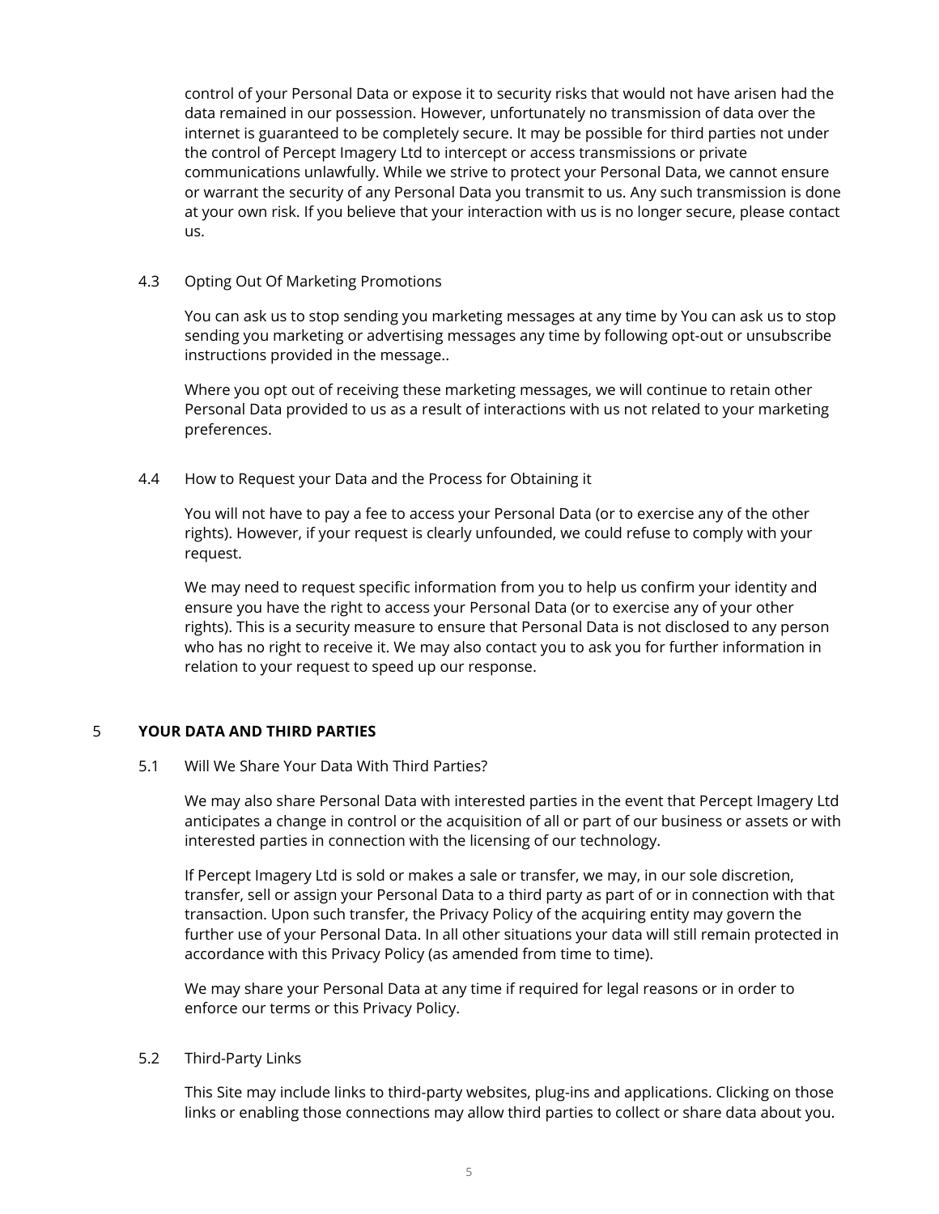control of your Personal Data or expose it to security risks that would not have arisen had the data remained in our possession. However, unfortunately no transmission of data over the internet is guaranteed to be completely secure. It may be possible for third parties not under the control of Percept Imagery Ltd to intercept or access transmissions or private communications unlawfully. While we strive to protect your Personal Data, we cannot ensure or warrant the security of any Personal Data you transmit to us. Any such transmission is done at your own risk. If you believe that your interaction with us is no longer secure, please contact us.

### 4.3 Opting Out Of Marketing Promotions

You can ask us to stop sending you marketing messages at any time by You can ask us to stop sending you marketing or advertising messages any time by following opt-out or unsubscribe instructions provided in the message..

Where you opt out of receiving these marketing messages, we will continue to retain other Personal Data provided to us as a result of interactions with us not related to your marketing preferences.

### 4.4 How to Request your Data and the Process for Obtaining it

You will not have to pay a fee to access your Personal Data (or to exercise any of the other rights). However, if your request is clearly unfounded, we could refuse to comply with your request.

We may need to request specific information from you to help us confirm your identity and ensure you have the right to access your Personal Data (or to exercise any of your other rights). This is a security measure to ensure that Personal Data is not disclosed to any person who has no right to receive it. We may also contact you to ask you for further information in relation to your request to speed up our response.

## 5 YOUR DATA AND THIRD PARTIES

### 5.1 Will We Share Your Data With Third Parties?

We may also share Personal Data with interested parties in the event that Percept Imagery Ltd anticipates a change in control or the acquisition of all or part of our business or assets or with interested parties in connection with the licensing of our technology.

If Percept Imagery Ltd is sold or makes a sale or transfer, we may, in our sole discretion, transfer, sell or assign your Personal Data to a third party as part of or in connection with that transaction. Upon such transfer, the Privacy Policy of the acquiring entity may govern the further use of your Personal Data. In all other situations your data will still remain protected in accordance with this Privacy Policy (as amended from time to time).

We may share your Personal Data at any time if required for legal reasons or in order to enforce our terms or this Privacy Policy.

### 5.2 Third-Party Links

This Site may include links to third-party websites, plug-ins and applications. Clicking on those links or enabling those connections may allow third parties to collect or share data about you.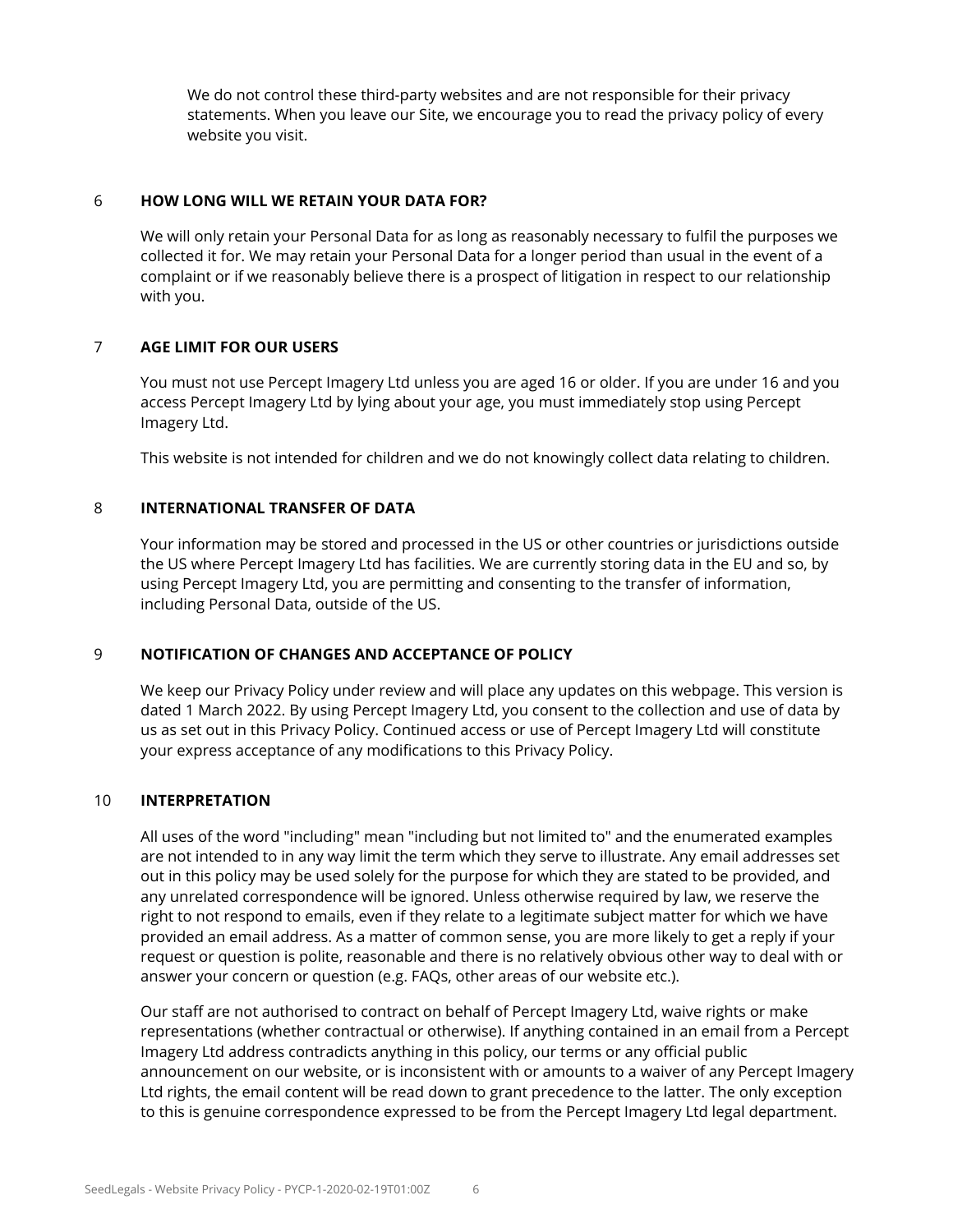We do not control these third-party websites and are not responsible for their privacy statements. When you leave our Site, we encourage you to read the privacy policy of every website you visit.

## 6 HOW LONG WILL WE RETAIN YOUR DATA FOR?

We will only retain your Personal Data for as long as reasonably necessary to fulfil the purposes we collected it for. We may retain your Personal Data for a longer period than usual in the event of a complaint or if we reasonably believe there is a prospect of litigation in respect to our relationship with you.

## 7 AGE LIMIT FOR OUR USERS

You must not use Percept Imagery Ltd unless you are aged 16 or older. If you are under 16 and you access Percept Imagery Ltd by lying about your age, you must immediately stop using Percept Imagery Ltd.

This website is not intended for children and we do not knowingly collect data relating to children.

## 8 INTERNATIONAL TRANSFER OF DATA

Your information may be stored and processed in the US or other countries or jurisdictions outside the US where Percept Imagery Ltd has facilities. We are currently storing data in the EU and so, by using Percept Imagery Ltd, you are permitting and consenting to the transfer of information, including Personal Data, outside of the US.

## 9 NOTIFICATION OF CHANGES AND ACCEPTANCE OF POLICY

We keep our Privacy Policy under review and will place any updates on this webpage. This version is dated 1 March 2022. By using Percept Imagery Ltd, you consent to the collection and use of data by us as set out in this Privacy Policy. Continued access or use of Percept Imagery Ltd will constitute your express acceptance of any modifications to this Privacy Policy.

## 10 INTERPRETATION

All uses of the word "including" mean "including but not limited to" and the enumerated examples are not intended to in any way limit the term which they serve to illustrate. Any email addresses set out in this policy may be used solely for the purpose for which they are stated to be provided, and any unrelated correspondence will be ignored. Unless otherwise required by law, we reserve the right to not respond to emails, even if they relate to a legitimate subject matter for which we have provided an email address. As a matter of common sense, you are more likely to get a reply if your request or question is polite, reasonable and there is no relatively obvious other way to deal with or answer your concern or question (e.g. FAQs, other areas of our website etc.).

Our staff are not authorised to contract on behalf of Percept Imagery Ltd, waive rights or make representations (whether contractual or otherwise). If anything contained in an email from a Percept Imagery Ltd address contradicts anything in this policy, our terms or any official public announcement on our website, or is inconsistent with or amounts to a waiver of any Percept Imagery Ltd rights, the email content will be read down to grant precedence to the latter. The only exception to this is genuine correspondence expressed to be from the Percept Imagery Ltd legal department.